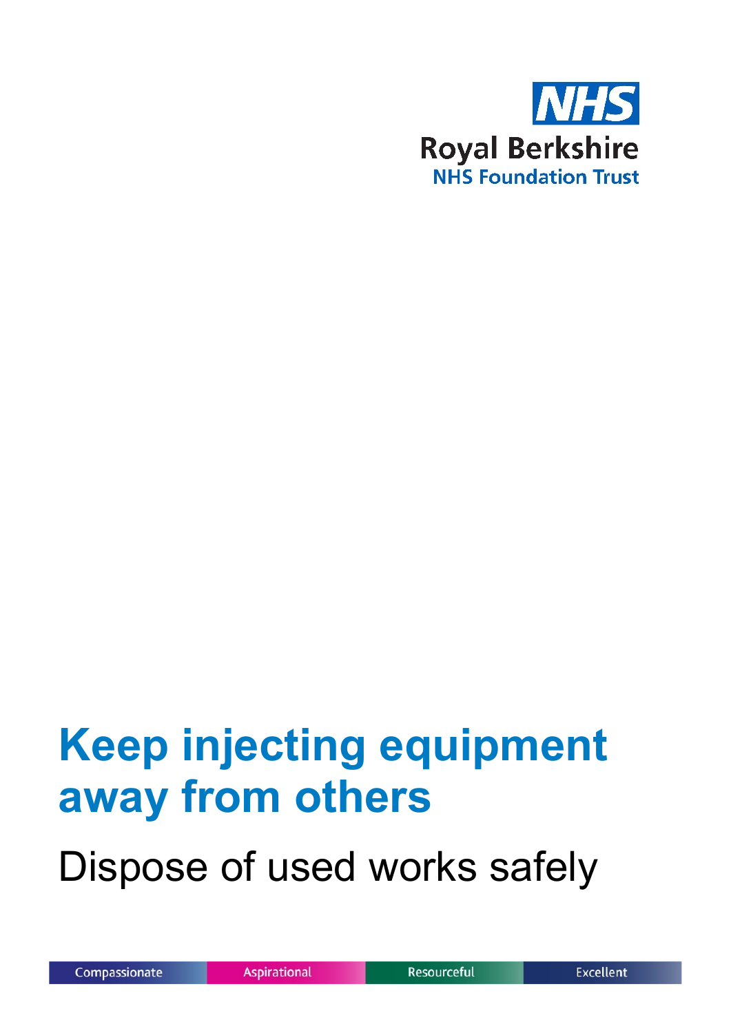NHS

Royal Berkshire
NHS Foundation Trust

# Keep injecting equipment away from others

## Dispose of used works safely

Compassionate | Aspirational | Resourceful | Excellent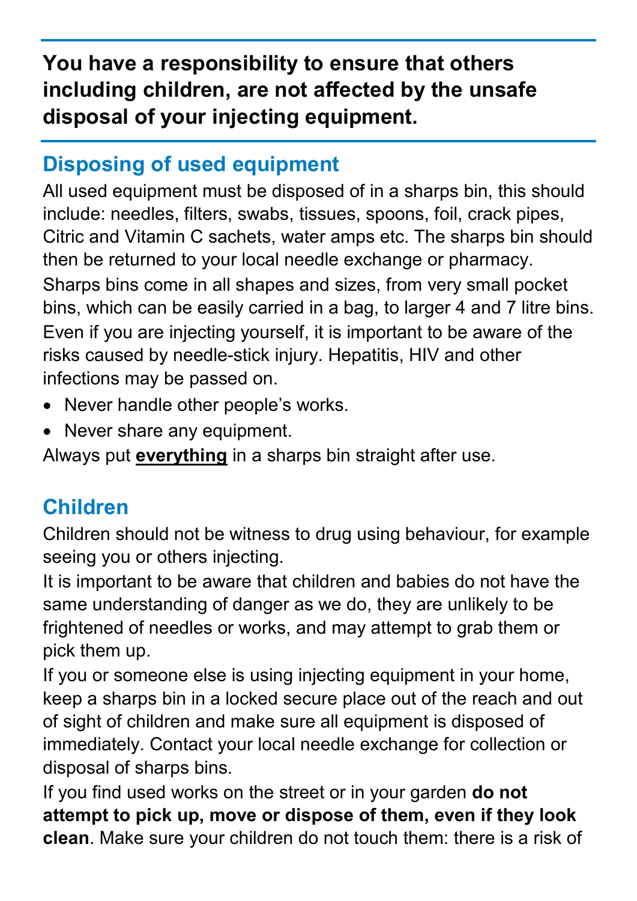**You have a responsibility to ensure that others including children, are not affected by the unsafe disposal of your injecting equipment.**

## Disposing of used equipment

All used equipment must be disposed of in a sharps bin, this should include: needles, filters, swabs, tissues, spoons, foil, crack pipes, Citric and Vitamin C sachets, water amps etc. The sharps bin should then be returned to your local needle exchange or pharmacy.

Sharps bins come in all shapes and sizes, from very small pocket bins, which can be easily carried in a bag, to larger 4 and 7 litre bins.

Even if you are injecting yourself, it is important to be aware of the risks caused by needle-stick injury. Hepatitis, HIV and other infections may be passed on.

- Never handle other people's works.
- Never share any equipment.

Always put **<u>everything</u>** in a sharps bin straight after use.

## Children

Children should not be witness to drug using behaviour, for example seeing you or others injecting.

It is important to be aware that children and babies do not have the same understanding of danger as we do, they are unlikely to be frightened of needles or works, and may attempt to grab them or pick them up.

If you or someone else is using injecting equipment in your home, keep a sharps bin in a locked secure place out of the reach and out of sight of children and make sure all equipment is disposed of immediately. Contact your local needle exchange for collection or disposal of sharps bins.

If you find used works on the street or in your garden **do not attempt to pick up, move or dispose of them, even if they look clean**. Make sure your children do not touch them: there is a risk of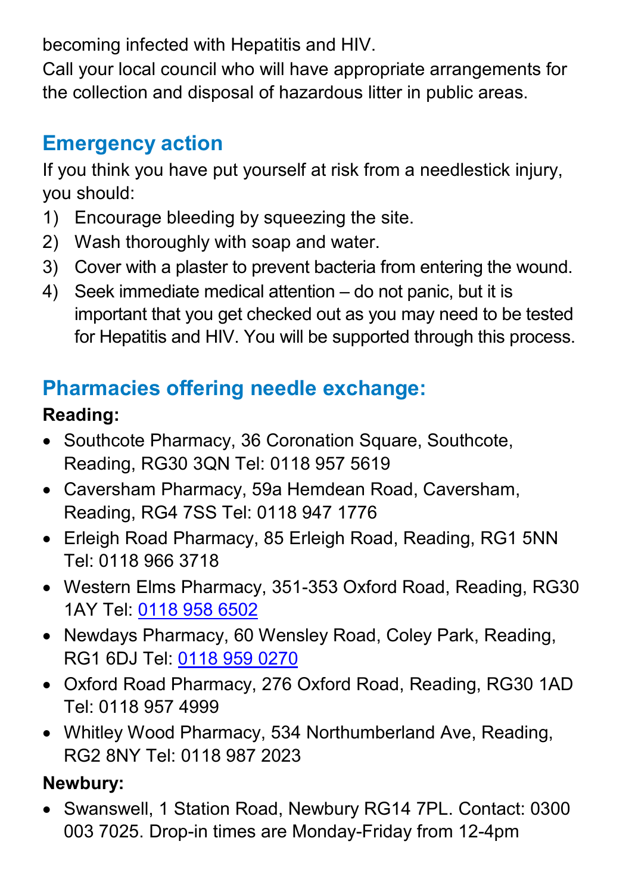becoming infected with Hepatitis and HIV.
Call your local council who will have appropriate arrangements for the collection and disposal of hazardous litter in public areas.

## Emergency action

If you think you have put yourself at risk from a needlestick injury, you should:

1) Encourage bleeding by squeezing the site.
2) Wash thoroughly with soap and water.
3) Cover with a plaster to prevent bacteria from entering the wound.
4) Seek immediate medical attention – do not panic, but it is important that you get checked out as you may need to be tested for Hepatitis and HIV. You will be supported through this process.

## Pharmacies offering needle exchange:

**Reading:**

- Southcote Pharmacy, 36 Coronation Square, Southcote, Reading, RG30 3QN Tel: 0118 957 5619
- Caversham Pharmacy, 59a Hemdean Road, Caversham, Reading, RG4 7SS Tel: 0118 947 1776
- Erleigh Road Pharmacy, 85 Erleigh Road, Reading, RG1 5NN Tel: 0118 966 3718
- Western Elms Pharmacy, 351-353 Oxford Road, Reading, RG30 1AY Tel: 0118 958 6502
- Newdays Pharmacy, 60 Wensley Road, Coley Park, Reading, RG1 6DJ Tel: 0118 959 0270
- Oxford Road Pharmacy, 276 Oxford Road, Reading, RG30 1AD Tel: 0118 957 4999
- Whitley Wood Pharmacy, 534 Northumberland Ave, Reading, RG2 8NY Tel: 0118 987 2023

**Newbury:**

- Swanswell, 1 Station Road, Newbury RG14 7PL. Contact: 0300 003 7025. Drop-in times are Monday-Friday from 12-4pm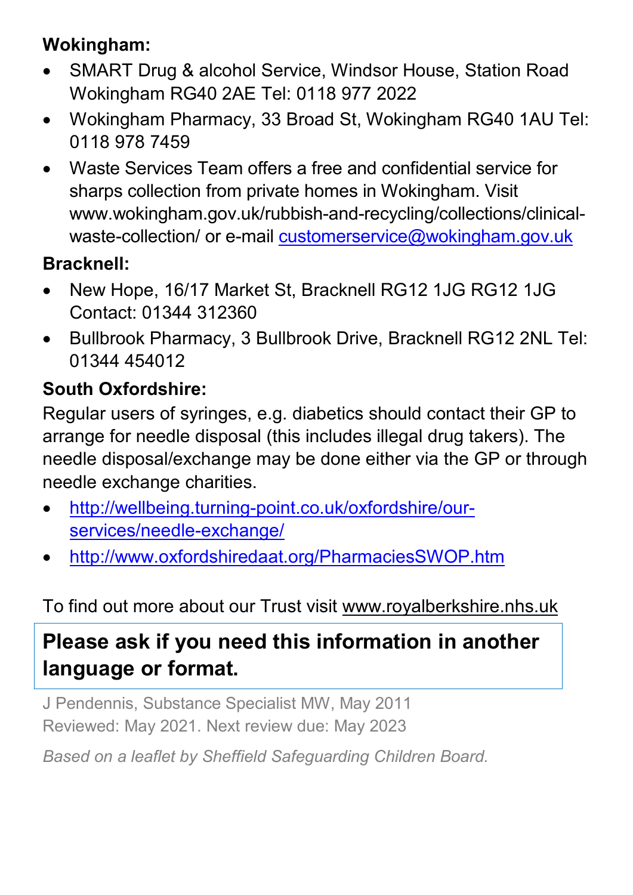**Wokingham:**

- SMART Drug & alcohol Service, Windsor House, Station Road Wokingham RG40 2AE Tel: 0118 977 2022
- Wokingham Pharmacy, 33 Broad St, Wokingham RG40 1AU Tel: 0118 978 7459
- Waste Services Team offers a free and confidential service for sharps collection from private homes in Wokingham. Visit www.wokingham.gov.uk/rubbish-and-recycling/collections/clinical-waste-collection/ or e-mail customerservice@wokingham.gov.uk

**Bracknell:**

- New Hope, 16/17 Market St, Bracknell RG12 1JG RG12 1JG Contact: 01344 312360
- Bullbrook Pharmacy, 3 Bullbrook Drive, Bracknell RG12 2NL Tel: 01344 454012

**South Oxfordshire:**

Regular users of syringes, e.g. diabetics should contact their GP to arrange for needle disposal (this includes illegal drug takers). The needle disposal/exchange may be done either via the GP or through needle exchange charities.

- http://wellbeing.turning-point.co.uk/oxfordshire/our-services/needle-exchange/
- http://www.oxfordshiredaat.org/PharmaciesSWOP.htm

To find out more about our Trust visit www.royalberkshire.nhs.uk

**Please ask if you need this information in another language or format.**

J Pendennis, Substance Specialist MW, May 2011
Reviewed: May 2021. Next review due: May 2023

*Based on a leaflet by Sheffield Safeguarding Children Board.*